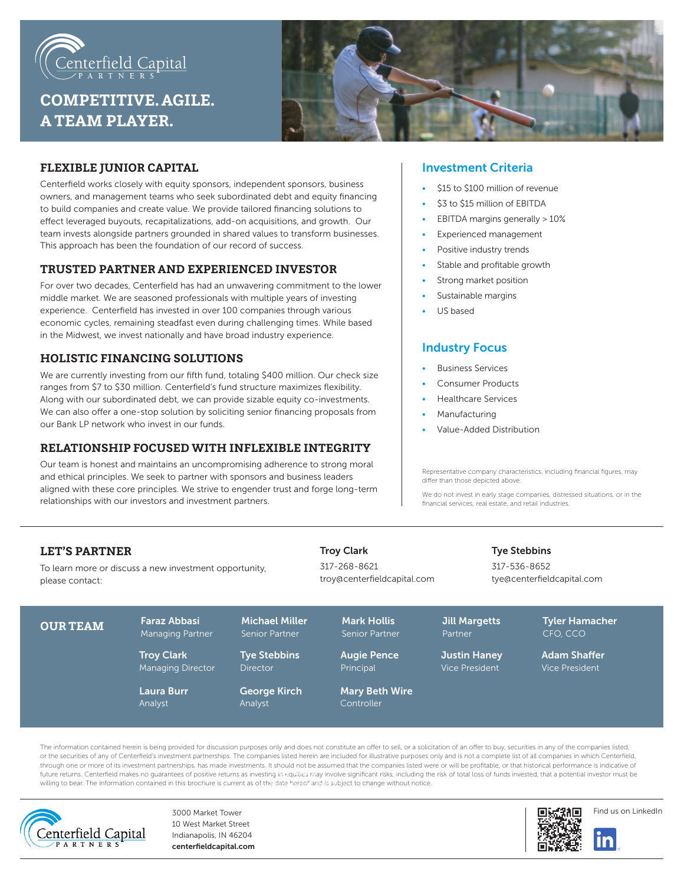Centerfield Capital PARTNERS

# COMPETITIVE. AGILE. A TEAM PLAYER.

## FLEXIBLE JUNIOR CAPITAL

Centerfield works closely with equity sponsors, independent sponsors, business owners, and management teams who seek subordinated debt and equity financing to build companies and create value. We provide tailored financing solutions to effect leveraged buyouts, recapitalizations, add-on acquisitions, and growth. Our team invests alongside partners grounded in shared values to transform businesses. This approach has been the foundation of our record of success.

## TRUSTED PARTNER AND EXPERIENCED INVESTOR

For over two decades, Centerfield has had an unwavering commitment to the lower middle market. We are seasoned professionals with multiple years of investing experience. Centerfield has invested in over 100 companies through various economic cycles, remaining steadfast even during challenging times. While based in the Midwest, we invest nationally and have broad industry experience.

## HOLISTIC FINANCING SOLUTIONS

We are currently investing from our fifth fund, totaling $400 million. Our check size ranges from $7 to $30 million. Centerfield's fund structure maximizes flexibility. Along with our subordinated debt, we can provide sizable equity co-investments. We can also offer a one-stop solution by soliciting senior financing proposals from our Bank LP network who invest in our funds.

## RELATIONSHIP FOCUSED WITH INFLEXIBLE INTEGRITY

Our team is honest and maintains an uncompromising adherence to strong moral and ethical principles. We seek to partner with sponsors and business leaders aligned with these core principles. We strive to engender trust and forge long-term relationships with our investors and investment partners.

## Investment Criteria

- $15 to $100 million of revenue
- $3 to $15 million of EBITDA
- EBITDA margins generally > 10%
- Experienced management
- Positive industry trends
- Stable and profitable growth
- Strong market position
- Sustainable margins
- US based

## Industry Focus

- Business Services
- Consumer Products
- Healthcare Services
- Manufacturing
- Value-Added Distribution

Representative company characteristics, including financial figures, may differ than those depicted above.

We do not invest in early stage companies, distressed situations, or in the financial services, real estate, and retail industries.

## LET'S PARTNER

To learn more or discuss a new investment opportunity, please contact:

**Troy Clark**
317-268-8621
troy@centerfieldcapital.com

**Tye Stebbins**
317-536-8652
tye@centerfieldcapital.com

## OUR TEAM

- **Faraz Abbasi** – Managing Partner
- **Michael Miller** – Senior Partner
- **Mark Hollis** – Senior Partner
- **Jill Margetts** – Partner
- **Tyler Hamacher** – CFO, CCO
- **Troy Clark** – Managing Director
- **Tye Stebbins** – Director
- **Augie Pence** – Principal
- **Justin Haney** – Vice President
- **Adam Shaffer** – Vice President
- **Laura Burr** – Analyst
- **George Kirch** – Analyst
- **Mary Beth Wire** – Controller

The information contained herein is being provided for discussion purposes only and does not constitute an offer to sell, or a solicitation of an offer to buy, securities in any of the companies listed, or the securities of any of Centerfield's investment partnerships. The companies listed herein are included for illustrative purposes only and is not a complete list of all companies in which Centerfield, through one or more of its investment partnerships, has made investments. It should not be assumed that the companies listed were or will be profitable, or that historical performance is indicative of future returns. Centerfield makes no guarantees of positive returns as investing in equities may involve significant risks, including the risk of total loss of funds invested, that a potential investor must be willing to bear. The information contained in this brochure is current as of the date hereof and is subject to change without notice.

Centerfield Capital PARTNERS

3000 Market Tower
10 West Market Street
Indianapolis, IN 46204
**centerfieldcapital.com**

Find us on LinkedIn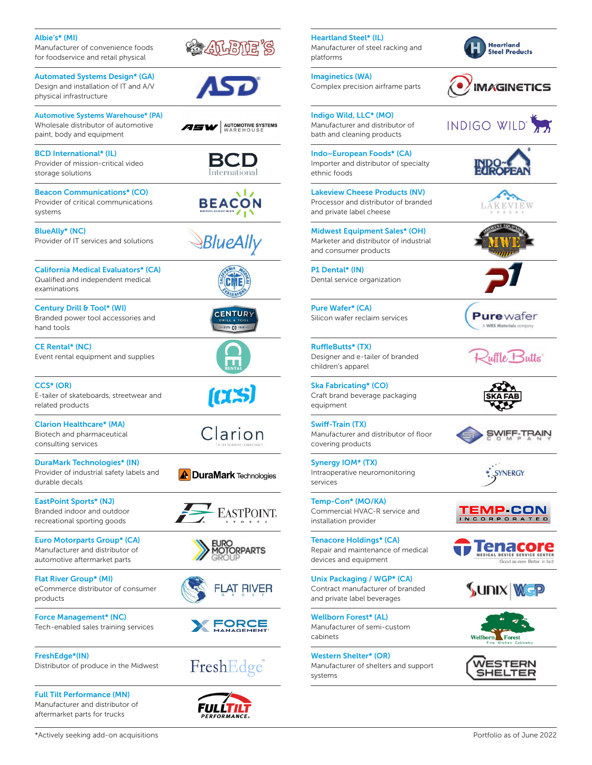**Albie's* (MI)**
Manufacturer of convenience foods for foodservice and retail physical

**Automated Systems Design* (GA)**
Design and installation of IT and A/V physical infrastructure

**Automotive Systems Warehouse* (PA)**
Wholesale distributor of automotive paint, body and equipment

**BCD International* (IL)**
Provider of mission-critical video storage solutions

**Beacon Communications* (CO)**
Provider of critical communications systems

**BlueAlly* (NC)**
Provider of IT services and solutions

**California Medical Evaluators* (CA)**
Qualified and independent medical examinations

**Century Drill & Tool* (WI)**
Branded power tool accessories and hand tools

**CE Rental* (NC)**
Event rental equipment and supplies

**CCS* (OR)**
E-tailer of skateboards, streetwear and related products

**Clarion Healthcare* (MA)**
Biotech and pharmaceutical consulting services

**DuraMark Technologies* (IN)**
Provider of industrial safety labels and durable decals

**EastPoint Sports* (NJ)**
Branded indoor and outdoor recreational sporting goods

**Euro Motorparts Group* (CA)**
Manufacturer and distributor of automotive aftermarket parts

**Flat River Group* (MI)**
eCommerce distributor of consumer products

**Force Management* (NC)**
Tech-enabled sales training services

**FreshEdge*(IN)**
Distributor of produce in the Midwest

**Full Tilt Performance (MN)**
Manufacturer and distributor of aftermarket parts for trucks

**Heartland Steel* (IL)**
Manufacturer of steel racking and platforms

**Imaginetics (WA)**
Complex precision airframe parts

**Indigo Wild, LLC* (MO)**
Manufacturer and distributor of bath and cleaning products

**Indo~European Foods* (CA)**
Importer and distributor of specialty ethnic foods

**Lakeview Cheese Products (NV)**
Processor and distributor of branded and private label cheese

**Midwest Equipment Sales* (OH)**
Marketer and distributor of industrial and consumer products

**P1 Dental* (IN)**
Dental service organization

**Pure Wafer* (CA)**
Silicon wafer reclaim services

**RuffleButts* (TX)**
Designer and e-tailer of branded children's apparel

**Ska Fabricating* (CO)**
Craft brand beverage packaging equipment

**Swift-Train (TX)**
Manufacturer and distributor of floor covering products

**Synergy IOM* (TX)**
Intraoperative neuromonitoring services

**Temp-Con* (MO/KA)**
Commercial HVAC-R service and installation provider

**Tenacore Holdings* (CA)**
Repair and maintenance of medical devices and equipment

**Unix Packaging / WGP* (CA)**
Contract manufacturer of branded and private label beverages

**Wellborn Forest* (AL)**
Manufacturer of semi-custom cabinets

**Western Shelter* (OR)**
Manufacturer of shelters and support systems

*Actively seeking add-on acquisitions

Portfolio as of June 2022